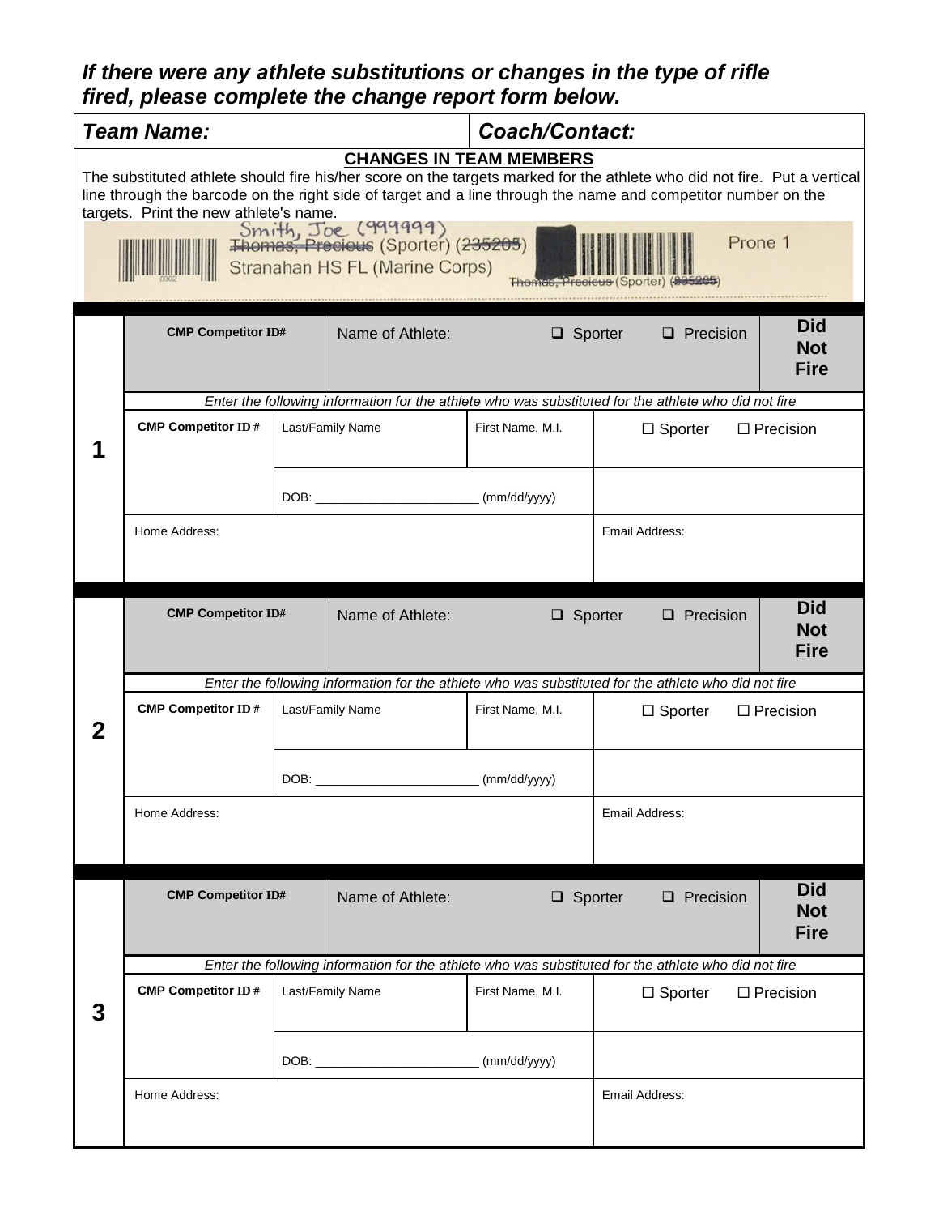***If there were any athlete substitutions or changes in the type of rifle fired, please complete the change report form below.***

| ***Team Name:*** | ***Coach/Contact:*** |
|---|---|

**CHANGES IN TEAM MEMBERS**

The substituted athlete should fire his/her score on the targets marked for the athlete who did not fire. Put a vertical line through the barcode on the right side of target and a line through the name and competitor number on the targets. Print the new athlete's name.

Smith, Joe (999999)
~~Thomas, Precious~~ (Sporter) (~~235205~~)
Stranahan HS FL (Marine Corps)
Prone 1
~~Thomas, Precious~~ (Sporter) (~~235205~~)

| | | | | |
|---|---|---|---|---|
| **1** | **CMP Competitor ID#** | Name of Athlete: | ❑ Sporter ❑ Precision | **Did Not Fire** |
| | *Enter the following information for the athlete who was substituted for the athlete who did not fire* | | | |
| | **CMP Competitor ID #** | Last/Family Name | First Name, M.I. | ☐ Sporter ☐ Precision |
| | | DOB: ______________________ (mm/dd/yyyy) | | |
| | Home Address: | | Email Address: | |

| | | | | |
|---|---|---|---|---|
| **2** | **CMP Competitor ID#** | Name of Athlete: | ❑ Sporter ❑ Precision | **Did Not Fire** |
| | *Enter the following information for the athlete who was substituted for the athlete who did not fire* | | | |
| | **CMP Competitor ID #** | Last/Family Name | First Name, M.I. | ☐ Sporter ☐ Precision |
| | | DOB: ______________________ (mm/dd/yyyy) | | |
| | Home Address: | | Email Address: | |

| | | | | |
|---|---|---|---|---|
| **3** | **CMP Competitor ID#** | Name of Athlete: | ❑ Sporter ❑ Precision | **Did Not Fire** |
| | *Enter the following information for the athlete who was substituted for the athlete who did not fire* | | | |
| | **CMP Competitor ID #** | Last/Family Name | First Name, M.I. | ☐ Sporter ☐ Precision |
| | | DOB: ______________________ (mm/dd/yyyy) | | |
| | Home Address: | | Email Address: | |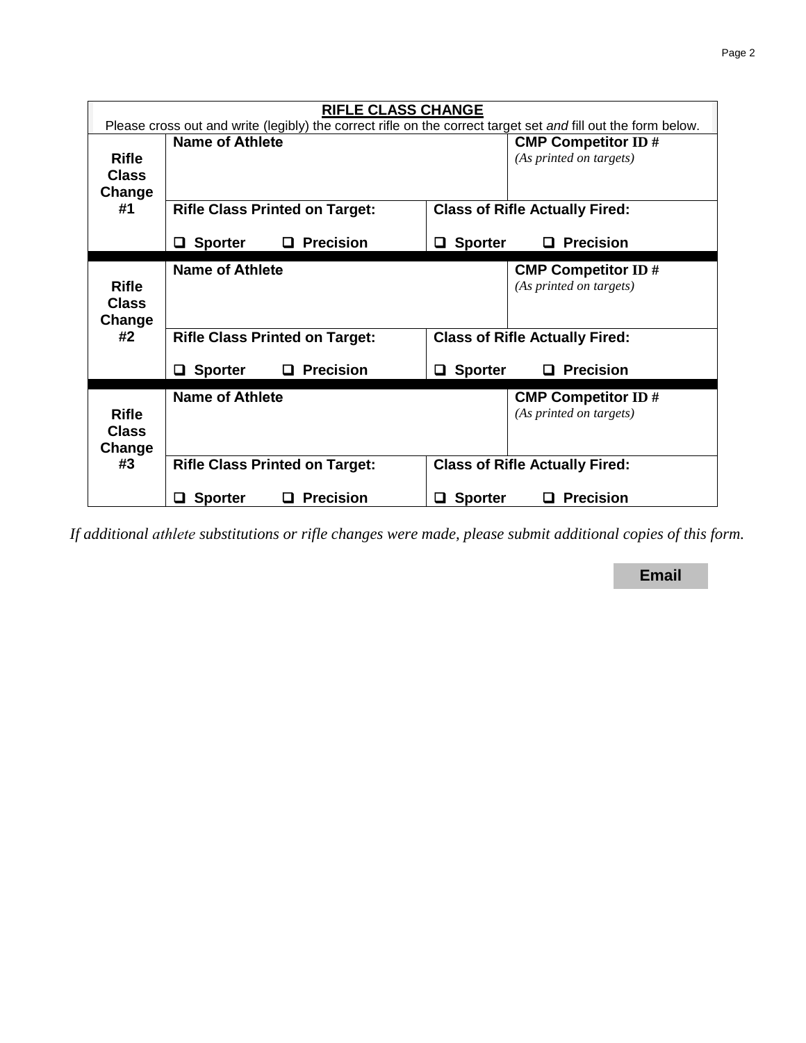## RIFLE CLASS CHANGE

Please cross out and write (legibly) the correct rifle on the correct target set *and* fill out the form below.

| | | | |
|---|---|---|---|
| **Rifle Class Change #1** | **Name of Athlete** | | **CMP Competitor ID #** *(As printed on targets)* |
| | **Rifle Class Printed on Target:** ❑ **Sporter** ❑ **Precision** | **Class of Rifle Actually Fired:** ❑ **Sporter** ❑ **Precision** | |
| **Rifle Class Change #2** | **Name of Athlete** | | **CMP Competitor ID #** *(As printed on targets)* |
| | **Rifle Class Printed on Target:** ❑ **Sporter** ❑ **Precision** | **Class of Rifle Actually Fired:** ❑ **Sporter** ❑ **Precision** | |
| **Rifle Class Change #3** | **Name of Athlete** | | **CMP Competitor ID #** *(As printed on targets)* |
| | **Rifle Class Printed on Target:** ❑ **Sporter** ❑ **Precision** | **Class of Rifle Actually Fired:** ❑ **Sporter** ❑ **Precision** | |

*If additional athlete substitutions or rifle changes were made, please submit additional copies of this form.*

**Email**